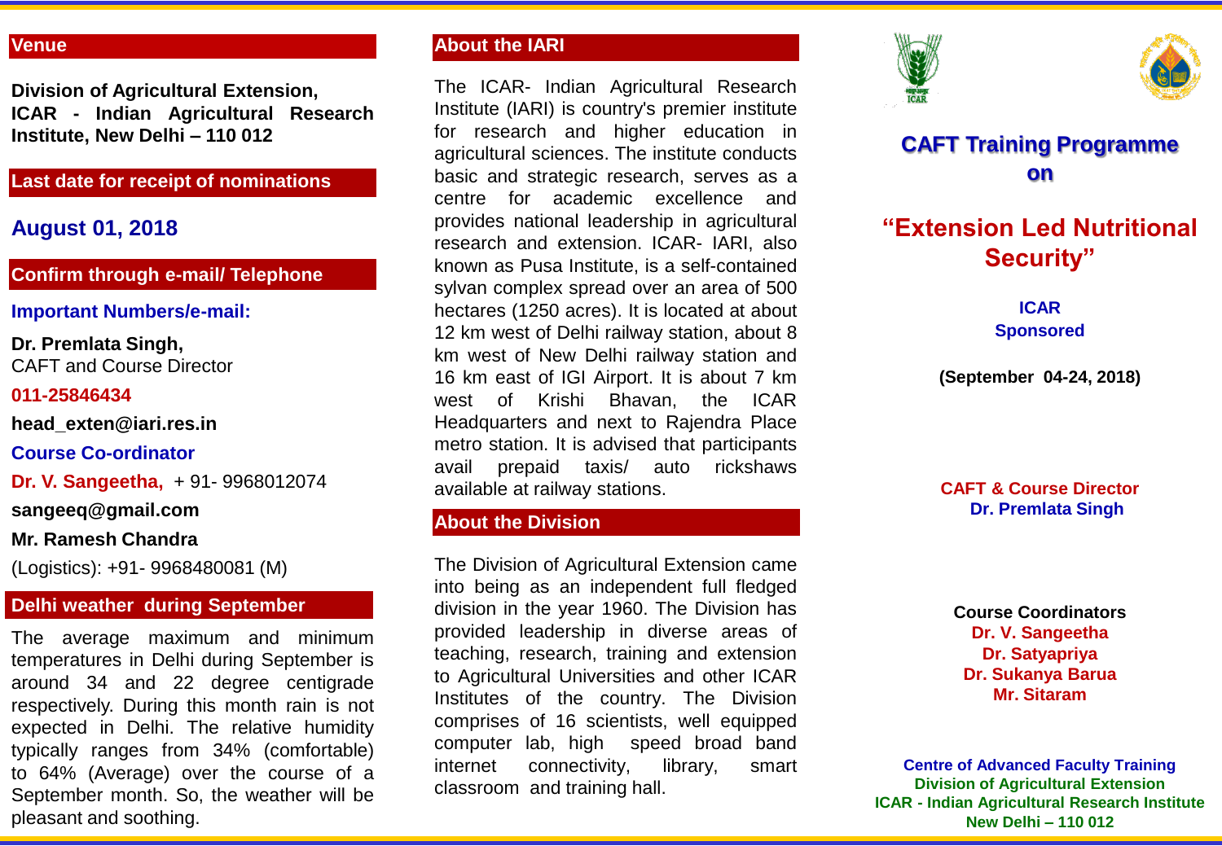## Venue

**Division of Agricultural Extension, ICAR - Indian Agricultural Research Institute, New Delhi – 110 012**

## Last date for receipt of nominations

## August 01, 2018

## Confirm through e-mail/ Telephone

**Important Numbers/e-mail:**

**Dr. Premlata Singh,**
CAFT and Course Director

**011-25846434**

**head_exten@iari.res.in**

**Course Co-ordinator**

**Dr. V. Sangeetha,** + 91- 9968012074

**sangeeq@gmail.com**

**Mr. Ramesh Chandra**

(Logistics): +91- 9968480081 (M)

## Delhi weather during September

The average maximum and minimum temperatures in Delhi during September is around 34 and 22 degree centigrade respectively. During this month rain is not expected in Delhi. The relative humidity typically ranges from 34% (comfortable) to 64% (Average) over the course of a September month. So, the weather will be pleasant and soothing.

## About the IARI

The ICAR- Indian Agricultural Research Institute (IARI) is country's premier institute for research and higher education in agricultural sciences. The institute conducts basic and strategic research, serves as a centre for academic excellence and provides national leadership in agricultural research and extension. ICAR- IARI, also known as Pusa Institute, is a self-contained sylvan complex spread over an area of 500 hectares (1250 acres). It is located at about 12 km west of Delhi railway station, about 8 km west of New Delhi railway station and 16 km east of IGI Airport. It is about 7 km west of Krishi Bhavan, the ICAR Headquarters and next to Rajendra Place metro station. It is advised that participants avail prepaid taxis/ auto rickshaws available at railway stations.

## About the Division

The Division of Agricultural Extension came into being as an independent full fledged division in the year 1960. The Division has provided leadership in diverse areas of teaching, research, training and extension to Agricultural Universities and other ICAR Institutes of the country. The Division comprises of 16 scientists, well equipped computer lab, high speed broad band internet connectivity, library, smart classroom and training hall.

# CAFT Training Programme on

# "Extension Led Nutritional Security"

**ICAR Sponsored**

**(September 04-24, 2018)**

**CAFT & Course Director**
**Dr. Premlata Singh**

**Course Coordinators**
**Dr. V. Sangeetha**
**Dr. Satyapriya**
**Dr. Sukanya Barua**
**Mr. Sitaram**

**Centre of Advanced Faculty Training**
**Division of Agricultural Extension**
**ICAR - Indian Agricultural Research Institute**
**New Delhi – 110 012**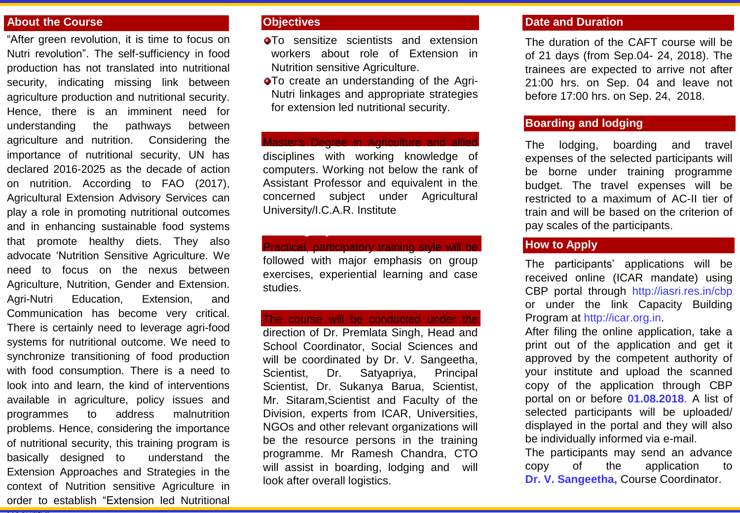## About the Course

"After green revolution, it is time to focus on Nutri revolution". The self-sufficiency in food production has not translated into nutritional security, indicating missing link between agriculture production and nutritional security. Hence, there is an imminent need for understanding the pathways between agriculture and nutrition. Considering the importance of nutritional security, UN has declared 2016-2025 as the decade of action on nutrition. According to FAO (2017), Agricultural Extension Advisory Services can play a role in promoting nutritional outcomes and in enhancing sustainable food systems that promote healthy diets. They also advocate 'Nutrition Sensitive Agriculture. We need to focus on the nexus between Agriculture, Nutrition, Gender and Extension. Agri-Nutri Education, Extension, and Communication has become very critical. There is certainly need to leverage agri-food systems for nutritional outcome. We need to synchronize transitioning of food production with food consumption. There is a need to look into and learn, the kind of interventions available in agriculture, policy issues and programmes to address malnutrition problems. Hence, considering the importance of nutritional security, this training program is basically designed to understand the Extension Approaches and Strategies in the context of Nutrition sensitive Agriculture in order to establish "Extension led Nutritional

## Objectives

- To sensitize scientists and extension workers about role of Extension in Nutrition sensitive Agriculture.
- To create an understanding of the Agri-Nutri linkages and appropriate strategies for extension led nutritional security.

Master's Degree in Agriculture and allied disciplines with working knowledge of computers. Working not below the rank of Assistant Professor and equivalent in the concerned subject under Agricultural University/I.C.A.R. Institute

Practical, participatory training style will be followed with major emphasis on group exercises, experiential learning and case studies.

The course will be conducted under the direction of Dr. Premlata Singh, Head and School Coordinator, Social Sciences and will be coordinated by Dr. V. Sangeetha, Scientist, Dr. Satyapriya, Principal Scientist, Dr. Sukanya Barua, Scientist, Mr. Sitaram,Scientist and Faculty of the Division, experts from ICAR, Universities, NGOs and other relevant organizations will be the resource persons in the training programme. Mr Ramesh Chandra, CTO will assist in boarding, lodging and will look after overall logistics.

## Date and Duration

The duration of the CAFT course will be of 21 days (from Sep.04- 24, 2018). The trainees are expected to arrive not after 21:00 hrs. on Sep. 04 and leave not before 17:00 hrs. on Sep. 24, 2018.

## Boarding and lodging

The lodging, boarding and travel expenses of the selected participants will be borne under training programme budget. The travel expenses will be restricted to a maximum of AC-II tier of train and will be based on the criterion of pay scales of the participants.

## How to Apply

The participants' applications will be received online (ICAR mandate) using CBP portal through http://iasri.res.in/cbp or under the link Capacity Building Program at http://icar.org.in.

After filing the online application, take a print out of the application and get it approved by the competent authority of your institute and upload the scanned copy of the application through CBP portal on or before **01.08.2018**. A list of selected participants will be uploaded/ displayed in the portal and they will also be individually informed via e-mail.

The participants may send an advance copy of the application to **Dr. V. Sangeetha,** Course Coordinator.